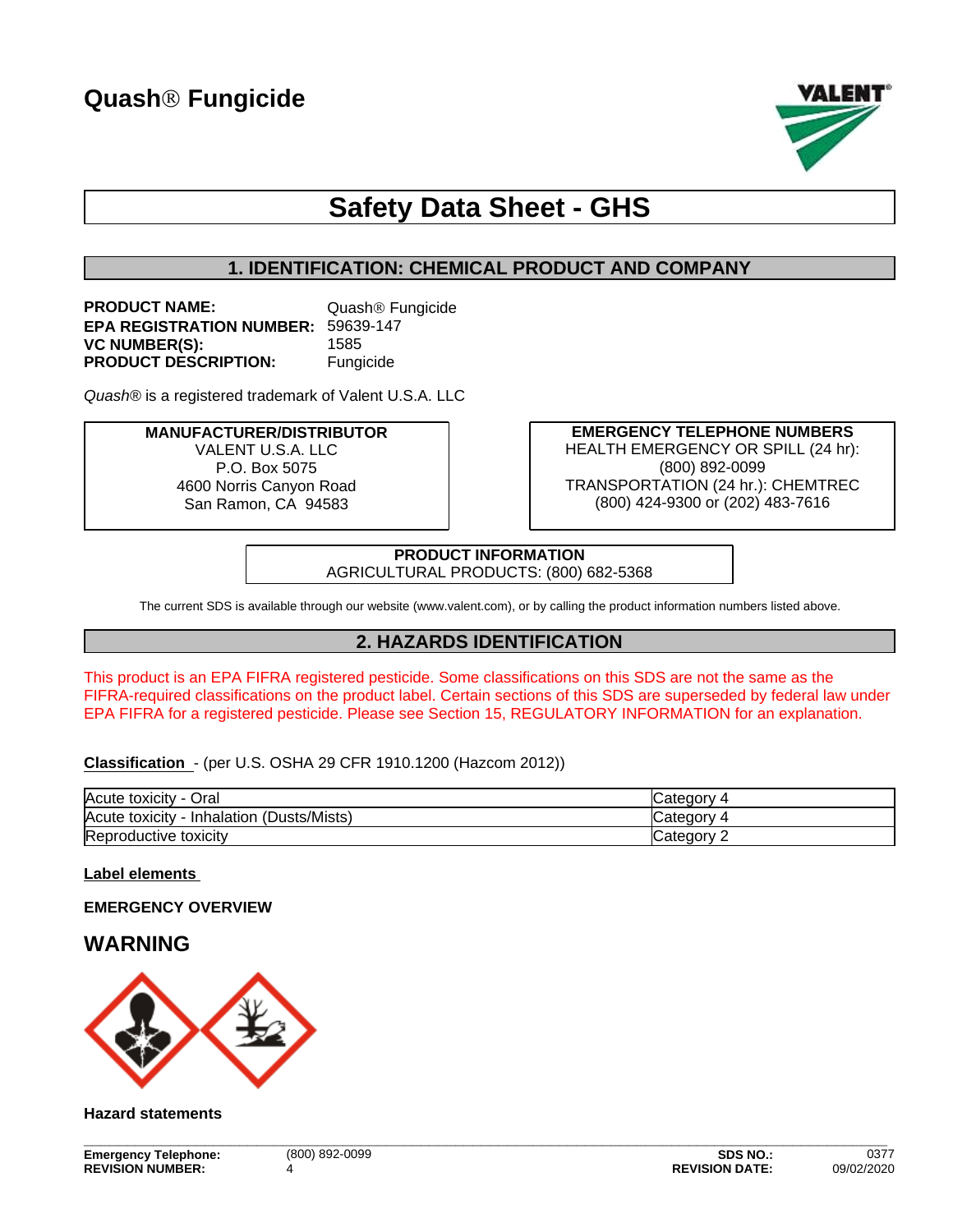# Quash® Fungicide

# Safety Data Sheet - GHS

## 1. IDENTIFICATION: CHEMICAL PRODUCT AND COMPANY

**PRODUCT NAME:** Quash® Fungicide
**EPA REGISTRATION NUMBER:** 59639-147
**VC NUMBER(S):** 1585
**PRODUCT DESCRIPTION:** Fungicide

*Quash*® is a registered trademark of Valent U.S.A. LLC

**MANUFACTURER/DISTRIBUTOR**
VALENT U.S.A. LLC
P.O. Box 5075
4600 Norris Canyon Road
San Ramon, CA 94583

**EMERGENCY TELEPHONE NUMBERS**
HEALTH EMERGENCY OR SPILL (24 hr):
(800) 892-0099
TRANSPORTATION (24 hr.): CHEMTREC
(800) 424-9300 or (202) 483-7616

**PRODUCT INFORMATION**
AGRICULTURAL PRODUCTS: (800) 682-5368

The current SDS is available through our website (www.valent.com), or by calling the product information numbers listed above.

## 2. HAZARDS IDENTIFICATION

This product is an EPA FIFRA registered pesticide. Some classifications on this SDS are not the same as the FIFRA-required classifications on the product label. Certain sections of this SDS are superseded by federal law under EPA FIFRA for a registered pesticide. Please see Section 15, REGULATORY INFORMATION for an explanation.

**Classification** - (per U.S. OSHA 29 CFR 1910.1200 (Hazcom 2012))

| | |
|---|---|
| Acute toxicity - Oral | Category 4 |
| Acute toxicity - Inhalation (Dusts/Mists) | Category 4 |
| Reproductive toxicity | Category 2 |

**Label elements**

**EMERGENCY OVERVIEW**

## WARNING

**Hazard statements**

**Emergency Telephone:** (800) 892-0099
**REVISION NUMBER:** 4
**SDS NO.:** 0377
**REVISION DATE:** 09/02/2020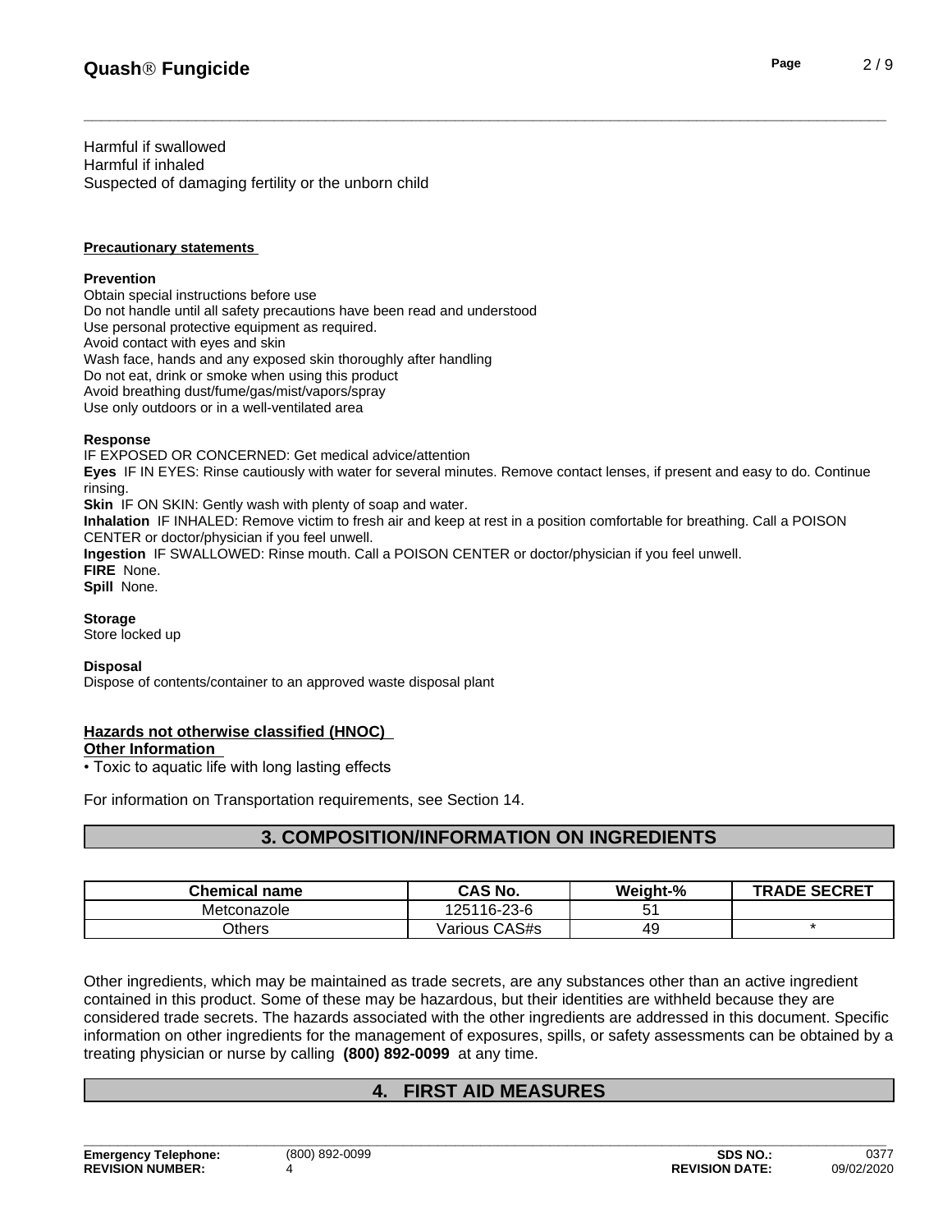Harmful if swallowed
Harmful if inhaled
Suspected of damaging fertility or the unborn child

**Precautionary statements**

**Prevention**
Obtain special instructions before use
Do not handle until all safety precautions have been read and understood
Use personal protective equipment as required.
Avoid contact with eyes and skin
Wash face, hands and any exposed skin thoroughly after handling
Do not eat, drink or smoke when using this product
Avoid breathing dust/fume/gas/mist/vapors/spray
Use only outdoors or in a well-ventilated area

**Response**
IF EXPOSED OR CONCERNED: Get medical advice/attention
**Eyes** IF IN EYES: Rinse cautiously with water for several minutes. Remove contact lenses, if present and easy to do. Continue rinsing.
**Skin** IF ON SKIN: Gently wash with plenty of soap and water.
**Inhalation** IF INHALED: Remove victim to fresh air and keep at rest in a position comfortable for breathing. Call a POISON CENTER or doctor/physician if you feel unwell.
**Ingestion** IF SWALLOWED: Rinse mouth. Call a POISON CENTER or doctor/physician if you feel unwell.
**FIRE** None.
**Spill** None.

**Storage**
Store locked up

**Disposal**
Dispose of contents/container to an approved waste disposal plant

**Hazards not otherwise classified (HNOC)**
**Other Information**
• Toxic to aquatic life with long lasting effects

For information on Transportation requirements, see Section 14.

## 3. COMPOSITION/INFORMATION ON INGREDIENTS

| Chemical name | CAS No. | Weight-% | TRADE SECRET |
|---|---|---|---|
| Metconazole | 125116-23-6 | 51 | |
| Others | Various CAS#s | 49 | * |

Other ingredients, which may be maintained as trade secrets, are any substances other than an active ingredient contained in this product. Some of these may be hazardous, but their identities are withheld because they are considered trade secrets. The hazards associated with the other ingredients are addressed in this document. Specific information on other ingredients for the management of exposures, spills, or safety assessments can be obtained by a treating physician or nurse by calling **(800) 892-0099** at any time.

## 4. FIRST AID MEASURES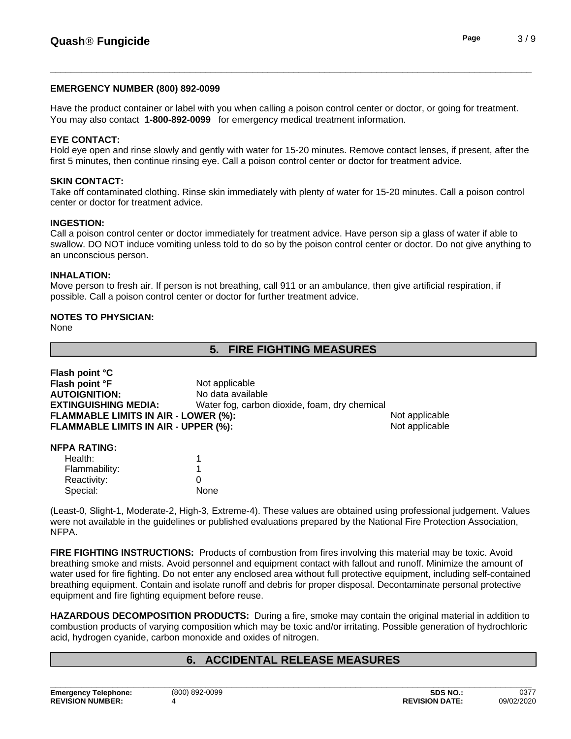**EMERGENCY NUMBER (800) 892-0099**

Have the product container or label with you when calling a poison control center or doctor, or going for treatment. You may also contact **1-800-892-0099** for emergency medical treatment information.

**EYE CONTACT:**
Hold eye open and rinse slowly and gently with water for 15-20 minutes. Remove contact lenses, if present, after the first 5 minutes, then continue rinsing eye. Call a poison control center or doctor for treatment advice.

**SKIN CONTACT:**
Take off contaminated clothing. Rinse skin immediately with plenty of water for 15-20 minutes. Call a poison control center or doctor for treatment advice.

**INGESTION:**
Call a poison control center or doctor immediately for treatment advice. Have person sip a glass of water if able to swallow. DO NOT induce vomiting unless told to do so by the poison control center or doctor. Do not give anything to an unconscious person.

**INHALATION:**
Move person to fresh air. If person is not breathing, call 911 or an ambulance, then give artificial respiration, if possible. Call a poison control center or doctor for further treatment advice.

**NOTES TO PHYSICIAN:**
None

## 5. FIRE FIGHTING MEASURES

**Flash point °C**
**Flash point °F** Not applicable
**AUTOIGNITION:** No data available
**EXTINGUISHING MEDIA:** Water fog, carbon dioxide, foam, dry chemical
**FLAMMABLE LIMITS IN AIR - LOWER (%):** Not applicable
**FLAMMABLE LIMITS IN AIR - UPPER (%):** Not applicable

**NFPA RATING:**

| | |
|---|---|
| Health: | 1 |
| Flammability: | 1 |
| Reactivity: | 0 |
| Special: | None |

(Least-0, Slight-1, Moderate-2, High-3, Extreme-4). These values are obtained using professional judgement. Values were not available in the guidelines or published evaluations prepared by the National Fire Protection Association, NFPA.

**FIRE FIGHTING INSTRUCTIONS:** Products of combustion from fires involving this material may be toxic. Avoid breathing smoke and mists. Avoid personnel and equipment contact with fallout and runoff. Minimize the amount of water used for fire fighting. Do not enter any enclosed area without full protective equipment, including self-contained breathing equipment. Contain and isolate runoff and debris for proper disposal. Decontaminate personal protective equipment and fire fighting equipment before reuse.

**HAZARDOUS DECOMPOSITION PRODUCTS:** During a fire, smoke may contain the original material in addition to combustion products of varying composition which may be toxic and/or irritating. Possible generation of hydrochloric acid, hydrogen cyanide, carbon monoxide and oxides of nitrogen.

## 6. ACCIDENTAL RELEASE MEASURES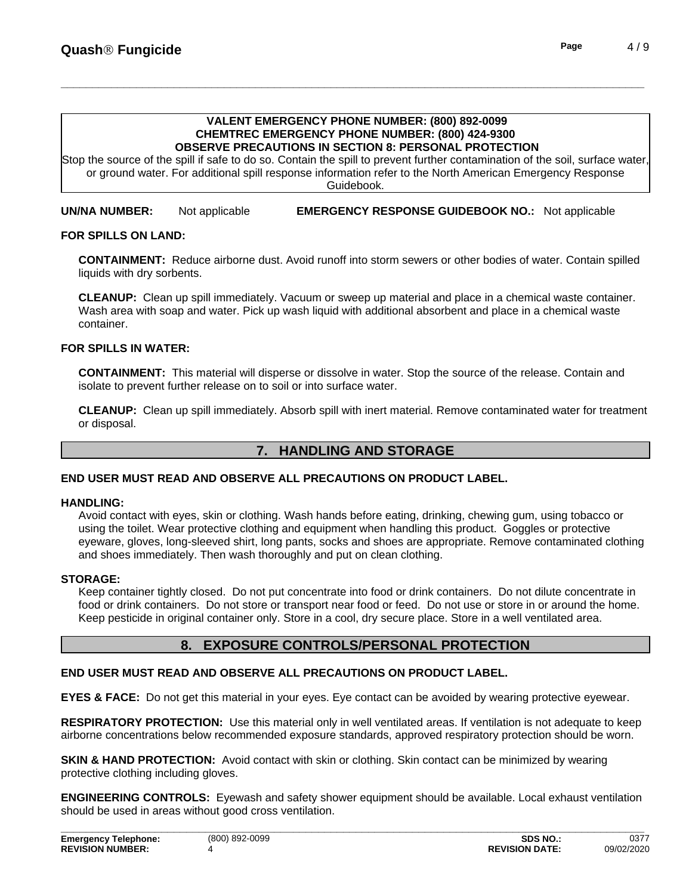**VALENT EMERGENCY PHONE NUMBER: (800) 892-0099**
**CHEMTREC EMERGENCY PHONE NUMBER: (800) 424-9300**
**OBSERVE PRECAUTIONS IN SECTION 8: PERSONAL PROTECTION**

Stop the source of the spill if safe to do so. Contain the spill to prevent further contamination of the soil, surface water, or ground water. For additional spill response information refer to the North American Emergency Response Guidebook.

**UN/NA NUMBER:** Not applicable **EMERGENCY RESPONSE GUIDEBOOK NO.:** Not applicable

**FOR SPILLS ON LAND:**

**CONTAINMENT:** Reduce airborne dust. Avoid runoff into storm sewers or other bodies of water. Contain spilled liquids with dry sorbents.

**CLEANUP:** Clean up spill immediately. Vacuum or sweep up material and place in a chemical waste container. Wash area with soap and water. Pick up wash liquid with additional absorbent and place in a chemical waste container.

**FOR SPILLS IN WATER:**

**CONTAINMENT:** This material will disperse or dissolve in water. Stop the source of the release. Contain and isolate to prevent further release on to soil or into surface water.

**CLEANUP:** Clean up spill immediately. Absorb spill with inert material. Remove contaminated water for treatment or disposal.

## 7. HANDLING AND STORAGE

**END USER MUST READ AND OBSERVE ALL PRECAUTIONS ON PRODUCT LABEL.**

**HANDLING:**
Avoid contact with eyes, skin or clothing. Wash hands before eating, drinking, chewing gum, using tobacco or using the toilet. Wear protective clothing and equipment when handling this product. Goggles or protective eyeware, gloves, long-sleeved shirt, long pants, socks and shoes are appropriate. Remove contaminated clothing and shoes immediately. Then wash thoroughly and put on clean clothing.

**STORAGE:**
Keep container tightly closed. Do not put concentrate into food or drink containers. Do not dilute concentrate in food or drink containers. Do not store or transport near food or feed. Do not use or store in or around the home. Keep pesticide in original container only. Store in a cool, dry secure place. Store in a well ventilated area.

## 8. EXPOSURE CONTROLS/PERSONAL PROTECTION

**END USER MUST READ AND OBSERVE ALL PRECAUTIONS ON PRODUCT LABEL.**

**EYES & FACE:** Do not get this material in your eyes. Eye contact can be avoided by wearing protective eyewear.

**RESPIRATORY PROTECTION:** Use this material only in well ventilated areas. If ventilation is not adequate to keep airborne concentrations below recommended exposure standards, approved respiratory protection should be worn.

**SKIN & HAND PROTECTION:** Avoid contact with skin or clothing. Skin contact can be minimized by wearing protective clothing including gloves.

**ENGINEERING CONTROLS:** Eyewash and safety shower equipment should be available. Local exhaust ventilation should be used in areas without good cross ventilation.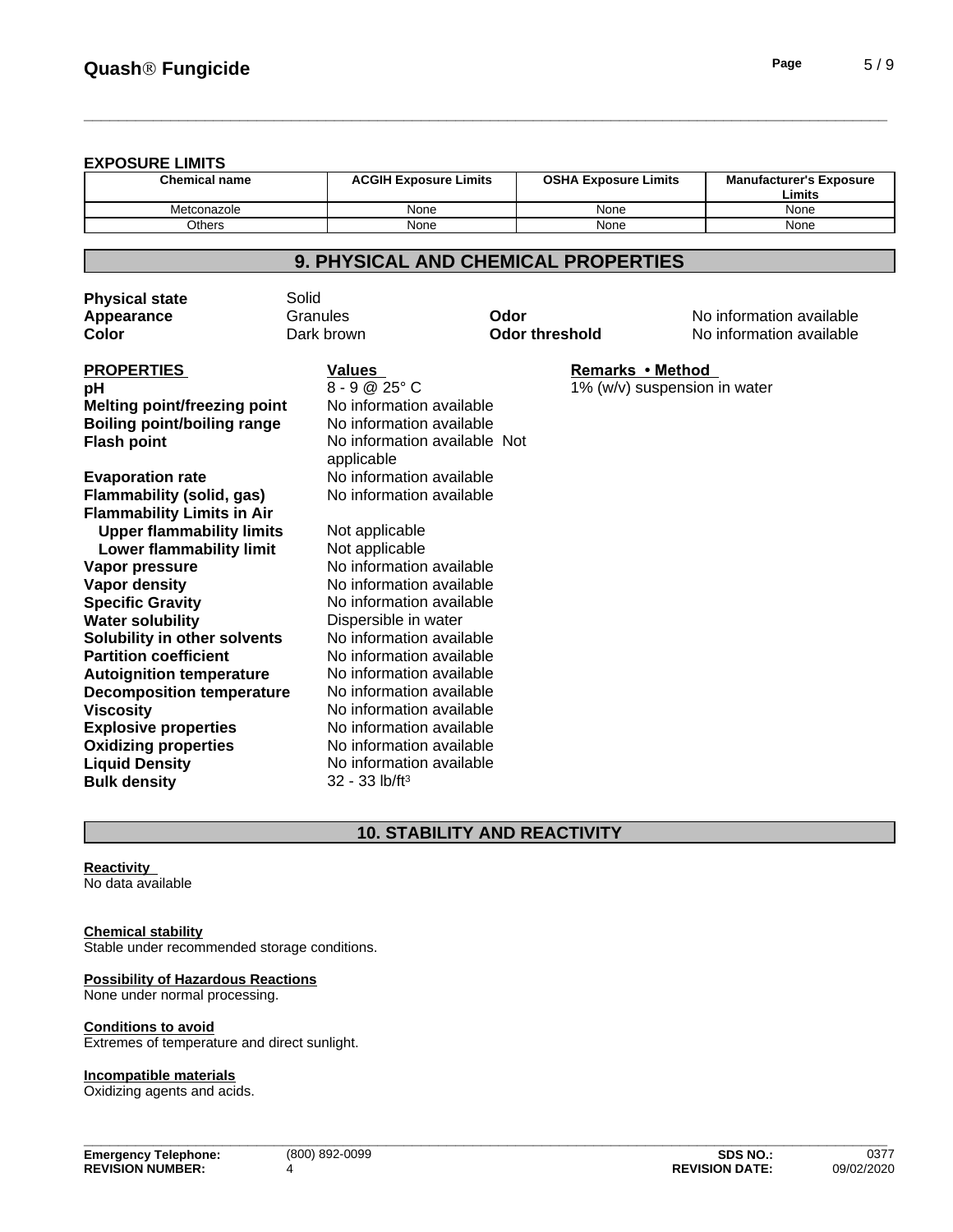**EXPOSURE LIMITS**

| Chemical name | ACGIH Exposure Limits | OSHA Exposure Limits | Manufacturer's Exposure Limits |
|---|---|---|---|
| Metconazole | None | None | None |
| Others | None | None | None |

## 9. PHYSICAL AND CHEMICAL PROPERTIES

| | | | |
|---|---|---|---|
| **Physical state** | Solid | | |
| **Appearance** | Granules | **Odor** | No information available |
| **Color** | Dark brown | **Odor threshold** | No information available |

| PROPERTIES | Values | Remarks • Method |
|---|---|---|
| **pH** | 8 - 9 @ 25° C | 1% (w/v) suspension in water |
| **Melting point/freezing point** | No information available | |
| **Boiling point/boiling range** | No information available | |
| **Flash point** | No information available Not applicable | |
| **Evaporation rate** | No information available | |
| **Flammability (solid, gas)** | No information available | |
| **Flammability Limits in Air** | | |
| **Upper flammability limits** | Not applicable | |
| **Lower flammability limit** | Not applicable | |
| **Vapor pressure** | No information available | |
| **Vapor density** | No information available | |
| **Specific Gravity** | No information available | |
| **Water solubility** | Dispersible in water | |
| **Solubility in other solvents** | No information available | |
| **Partition coefficient** | No information available | |
| **Autoignition temperature** | No information available | |
| **Decomposition temperature** | No information available | |
| **Viscosity** | No information available | |
| **Explosive properties** | No information available | |
| **Oxidizing properties** | No information available | |
| **Liquid Density** | No information available | |
| **Bulk density** | 32 - 33 lb/ft$^3$ | |

## 10. STABILITY AND REACTIVITY

**Reactivity**
No data available

**Chemical stability**
Stable under recommended storage conditions.

**Possibility of Hazardous Reactions**
None under normal processing.

**Conditions to avoid**
Extremes of temperature and direct sunlight.

**Incompatible materials**
Oxidizing agents and acids.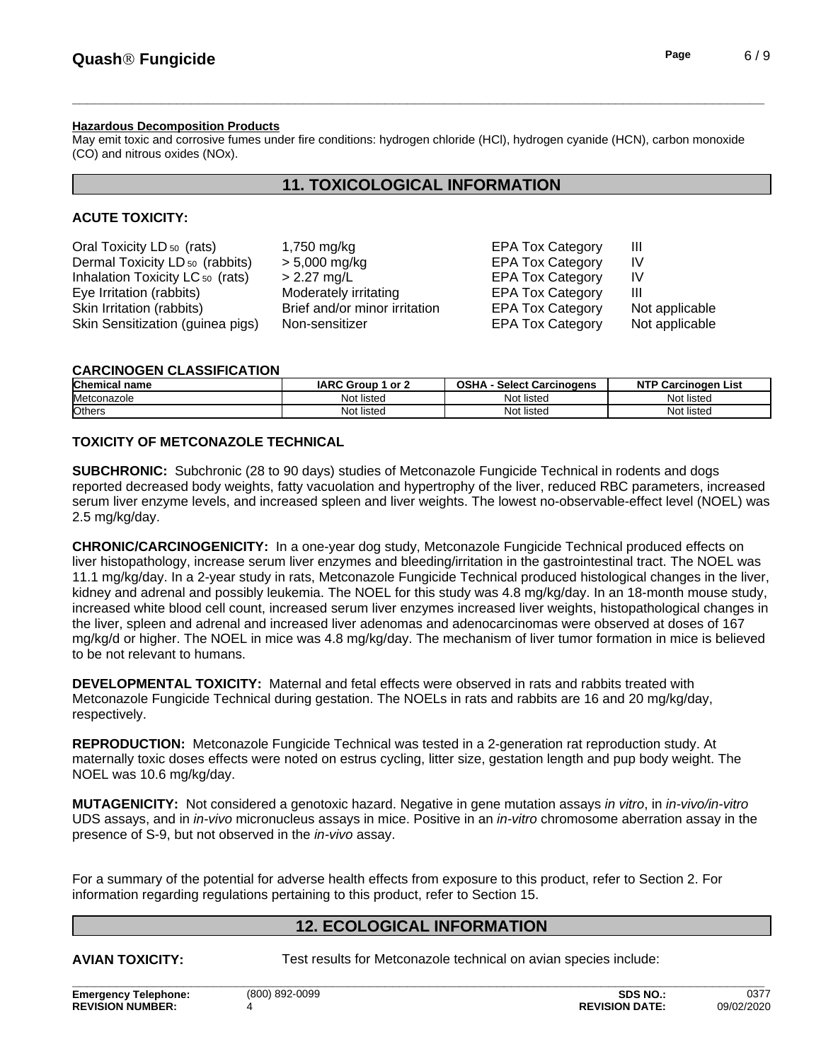**Hazardous Decomposition Products**

May emit toxic and corrosive fumes under fire conditions: hydrogen chloride (HCl), hydrogen cyanide (HCN), carbon monoxide (CO) and nitrous oxides (NOx).

## 11. TOXICOLOGICAL INFORMATION

**ACUTE TOXICITY:**

| | | | |
|---|---|---|---|
| Oral Toxicity $LD_{50}$ (rats) | 1,750 mg/kg | EPA Tox Category | III |
| Dermal Toxicity $LD_{50}$ (rabbits) | > 5,000 mg/kg | EPA Tox Category | IV |
| Inhalation Toxicity $LC_{50}$ (rats) | > 2.27 mg/L | EPA Tox Category | IV |
| Eye Irritation (rabbits) | Moderately irritating | EPA Tox Category | III |
| Skin Irritation (rabbits) | Brief and/or minor irritation | EPA Tox Category | Not applicable |
| Skin Sensitization (guinea pigs) | Non-sensitizer | EPA Tox Category | Not applicable |

**CARCINOGEN CLASSIFICATION**

| Chemical name | IARC Group 1 or 2 | OSHA - Select Carcinogens | NTP Carcinogen List |
|---|---|---|---|
| Metconazole | Not listed | Not listed | Not listed |
| Others | Not listed | Not listed | Not listed |

**TOXICITY OF METCONAZOLE TECHNICAL**

**SUBCHRONIC:** Subchronic (28 to 90 days) studies of Metconazole Fungicide Technical in rodents and dogs reported decreased body weights, fatty vacuolation and hypertrophy of the liver, reduced RBC parameters, increased serum liver enzyme levels, and increased spleen and liver weights. The lowest no-observable-effect level (NOEL) was 2.5 mg/kg/day.

**CHRONIC/CARCINOGENICITY:** In a one-year dog study, Metconazole Fungicide Technical produced effects on liver histopathology, increase serum liver enzymes and bleeding/irritation in the gastrointestinal tract. The NOEL was 11.1 mg/kg/day. In a 2-year study in rats, Metconazole Fungicide Technical produced histological changes in the liver, kidney and adrenal and possibly leukemia. The NOEL for this study was 4.8 mg/kg/day. In an 18-month mouse study, increased white blood cell count, increased serum liver enzymes increased liver weights, histopathological changes in the liver, spleen and adrenal and increased liver adenomas and adenocarcinomas were observed at doses of 167 mg/kg/d or higher. The NOEL in mice was 4.8 mg/kg/day. The mechanism of liver tumor formation in mice is believed to be not relevant to humans.

**DEVELOPMENTAL TOXICITY:** Maternal and fetal effects were observed in rats and rabbits treated with Metconazole Fungicide Technical during gestation. The NOELs in rats and rabbits are 16 and 20 mg/kg/day, respectively.

**REPRODUCTION:** Metconazole Fungicide Technical was tested in a 2-generation rat reproduction study. At maternally toxic doses effects were noted on estrus cycling, litter size, gestation length and pup body weight. The NOEL was 10.6 mg/kg/day.

**MUTAGENICITY:** Not considered a genotoxic hazard. Negative in gene mutation assays *in vitro*, in *in-vivo/in-vitro* UDS assays, and in *in-vivo* micronucleus assays in mice. Positive in an *in-vitro* chromosome aberration assay in the presence of S-9, but not observed in the *in-vivo* assay.

For a summary of the potential for adverse health effects from exposure to this product, refer to Section 2. For information regarding regulations pertaining to this product, refer to Section 15.

## 12. ECOLOGICAL INFORMATION

**AVIAN TOXICITY:** Test results for Metconazole technical on avian species include: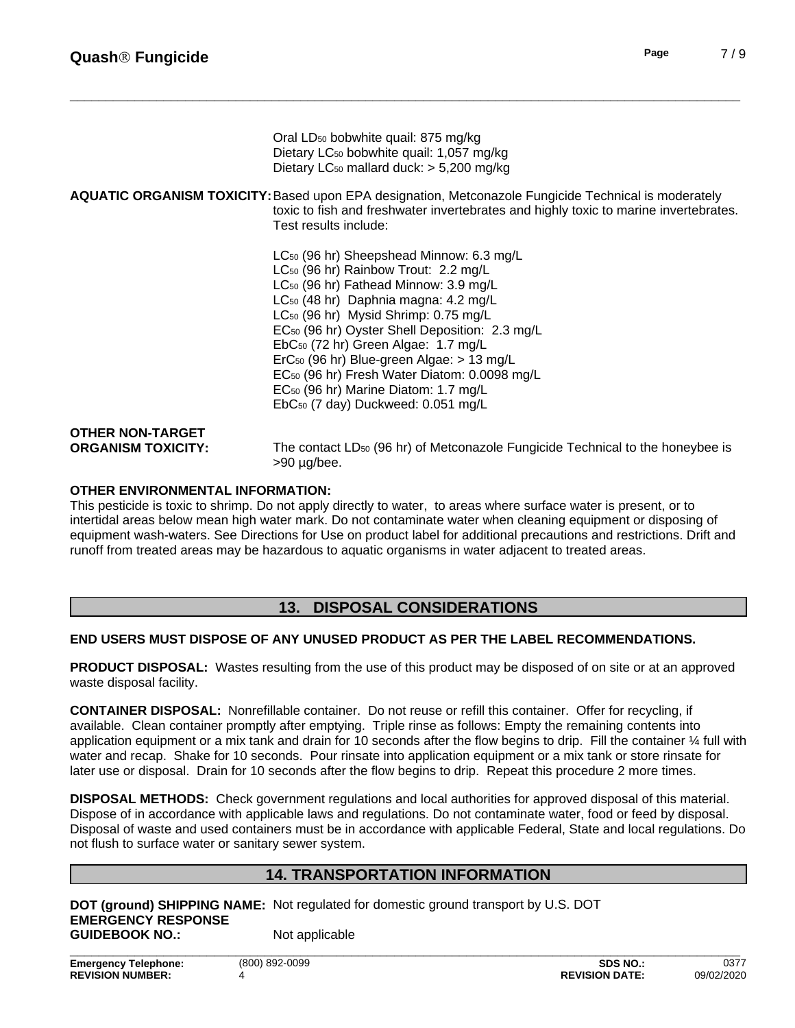Oral $LD_{50}$ bobwhite quail: 875 mg/kg
Dietary $LC_{50}$ bobwhite quail: 1,057 mg/kg
Dietary $LC_{50}$ mallard duck: > 5,200 mg/kg

**AQUATIC ORGANISM TOXICITY:** Based upon EPA designation, Metconazole Fungicide Technical is moderately toxic to fish and freshwater invertebrates and highly toxic to marine invertebrates. Test results include:

$LC_{50}$ (96 hr) Sheepshead Minnow: 6.3 mg/L
$LC_{50}$ (96 hr) Rainbow Trout: 2.2 mg/L
$LC_{50}$ (96 hr) Fathead Minnow: 3.9 mg/L
$LC_{50}$ (48 hr) Daphnia magna: 4.2 mg/L
$LC_{50}$ (96 hr) Mysid Shrimp: 0.75 mg/L
$EC_{50}$ (96 hr) Oyster Shell Deposition: 2.3 mg/L
$EbC_{50}$ (72 hr) Green Algae: 1.7 mg/L
$ErC_{50}$ (96 hr) Blue-green Algae: > 13 mg/L
$EC_{50}$ (96 hr) Fresh Water Diatom: 0.0098 mg/L
$EC_{50}$ (96 hr) Marine Diatom: 1.7 mg/L
$EbC_{50}$ (7 day) Duckweed: 0.051 mg/L

**OTHER NON-TARGET ORGANISM TOXICITY:** The contact $LD_{50}$ (96 hr) of Metconazole Fungicide Technical to the honeybee is >90 µg/bee.

**OTHER ENVIRONMENTAL INFORMATION:**
This pesticide is toxic to shrimp. Do not apply directly to water, to areas where surface water is present, or to intertidal areas below mean high water mark. Do not contaminate water when cleaning equipment or disposing of equipment wash-waters. See Directions for Use on product label for additional precautions and restrictions. Drift and runoff from treated areas may be hazardous to aquatic organisms in water adjacent to treated areas.

## 13. DISPOSAL CONSIDERATIONS

**END USERS MUST DISPOSE OF ANY UNUSED PRODUCT AS PER THE LABEL RECOMMENDATIONS.**

**PRODUCT DISPOSAL:** Wastes resulting from the use of this product may be disposed of on site or at an approved waste disposal facility.

**CONTAINER DISPOSAL:** Nonrefillable container. Do not reuse or refill this container. Offer for recycling, if available. Clean container promptly after emptying. Triple rinse as follows: Empty the remaining contents into application equipment or a mix tank and drain for 10 seconds after the flow begins to drip. Fill the container ¼ full with water and recap. Shake for 10 seconds. Pour rinsate into application equipment or a mix tank or store rinsate for later use or disposal. Drain for 10 seconds after the flow begins to drip. Repeat this procedure 2 more times.

**DISPOSAL METHODS:** Check government regulations and local authorities for approved disposal of this material. Dispose of in accordance with applicable laws and regulations. Do not contaminate water, food or feed by disposal. Disposal of waste and used containers must be in accordance with applicable Federal, State and local regulations. Do not flush to surface water or sanitary sewer system.

## 14. TRANSPORTATION INFORMATION

**DOT (ground) SHIPPING NAME:** Not regulated for domestic ground transport by U.S. DOT
**EMERGENCY RESPONSE GUIDEBOOK NO.:** Not applicable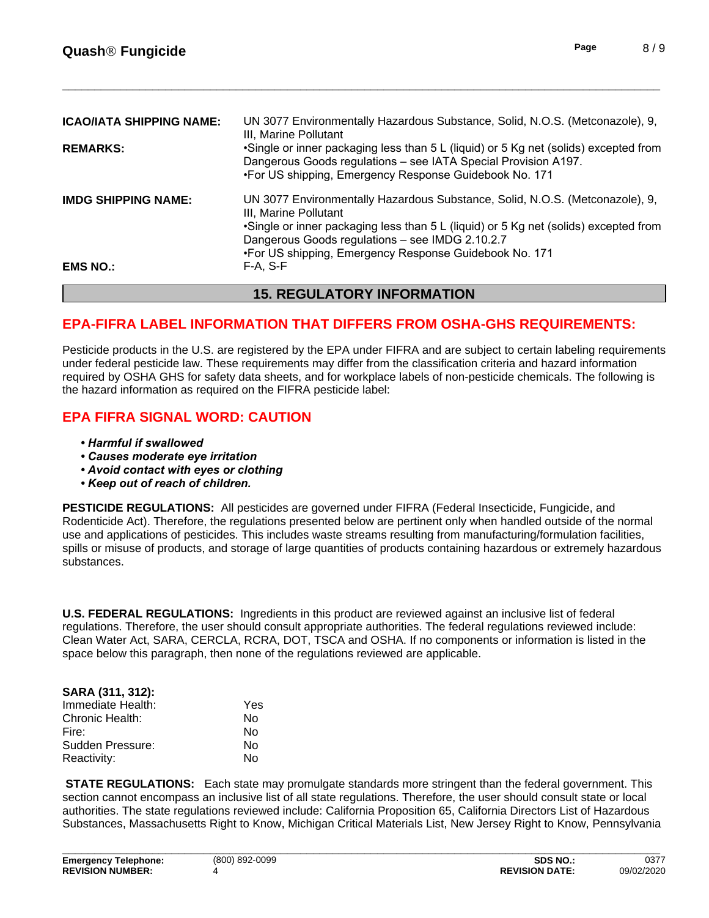**ICAO/IATA SHIPPING NAME:** UN 3077 Environmentally Hazardous Substance, Solid, N.O.S. (Metconazole), 9, III, Marine Pollutant

**REMARKS:**
•Single or inner packaging less than 5 L (liquid) or 5 Kg net (solids) excepted from Dangerous Goods regulations – see IATA Special Provision A197.
•For US shipping, Emergency Response Guidebook No. 171

**IMDG SHIPPING NAME:** UN 3077 Environmentally Hazardous Substance, Solid, N.O.S. (Metconazole), 9, III, Marine Pollutant
•Single or inner packaging less than 5 L (liquid) or 5 Kg net (solids) excepted from Dangerous Goods regulations – see IMDG 2.10.2.7
•For US shipping, Emergency Response Guidebook No. 171

**EMS NO.:** F-A, S-F

## 15. REGULATORY INFORMATION

### EPA-FIFRA LABEL INFORMATION THAT DIFFERS FROM OSHA-GHS REQUIREMENTS:

Pesticide products in the U.S. are registered by the EPA under FIFRA and are subject to certain labeling requirements under federal pesticide law. These requirements may differ from the classification criteria and hazard information required by OSHA GHS for safety data sheets, and for workplace labels of non-pesticide chemicals. The following is the hazard information as required on the FIFRA pesticide label:

### EPA FIFRA SIGNAL WORD: CAUTION

- ***Harmful if swallowed***
- ***Causes moderate eye irritation***
- ***Avoid contact with eyes or clothing***
- ***Keep out of reach of children.***

**PESTICIDE REGULATIONS:** All pesticides are governed under FIFRA (Federal Insecticide, Fungicide, and Rodenticide Act). Therefore, the regulations presented below are pertinent only when handled outside of the normal use and applications of pesticides. This includes waste streams resulting from manufacturing/formulation facilities, spills or misuse of products, and storage of large quantities of products containing hazardous or extremely hazardous substances.

**U.S. FEDERAL REGULATIONS:** Ingredients in this product are reviewed against an inclusive list of federal regulations. Therefore, the user should consult appropriate authorities. The federal regulations reviewed include: Clean Water Act, SARA, CERCLA, RCRA, DOT, TSCA and OSHA. If no components or information is listed in the space below this paragraph, then none of the regulations reviewed are applicable.

**SARA (311, 312):**

| | |
|---|---|
| Immediate Health: | Yes |
| Chronic Health: | No |
| Fire: | No |
| Sudden Pressure: | No |
| Reactivity: | No |

**STATE REGULATIONS:** Each state may promulgate standards more stringent than the federal government. This section cannot encompass an inclusive list of all state regulations. Therefore, the user should consult state or local authorities. The state regulations reviewed include: California Proposition 65, California Directors List of Hazardous Substances, Massachusetts Right to Know, Michigan Critical Materials List, New Jersey Right to Know, Pennsylvania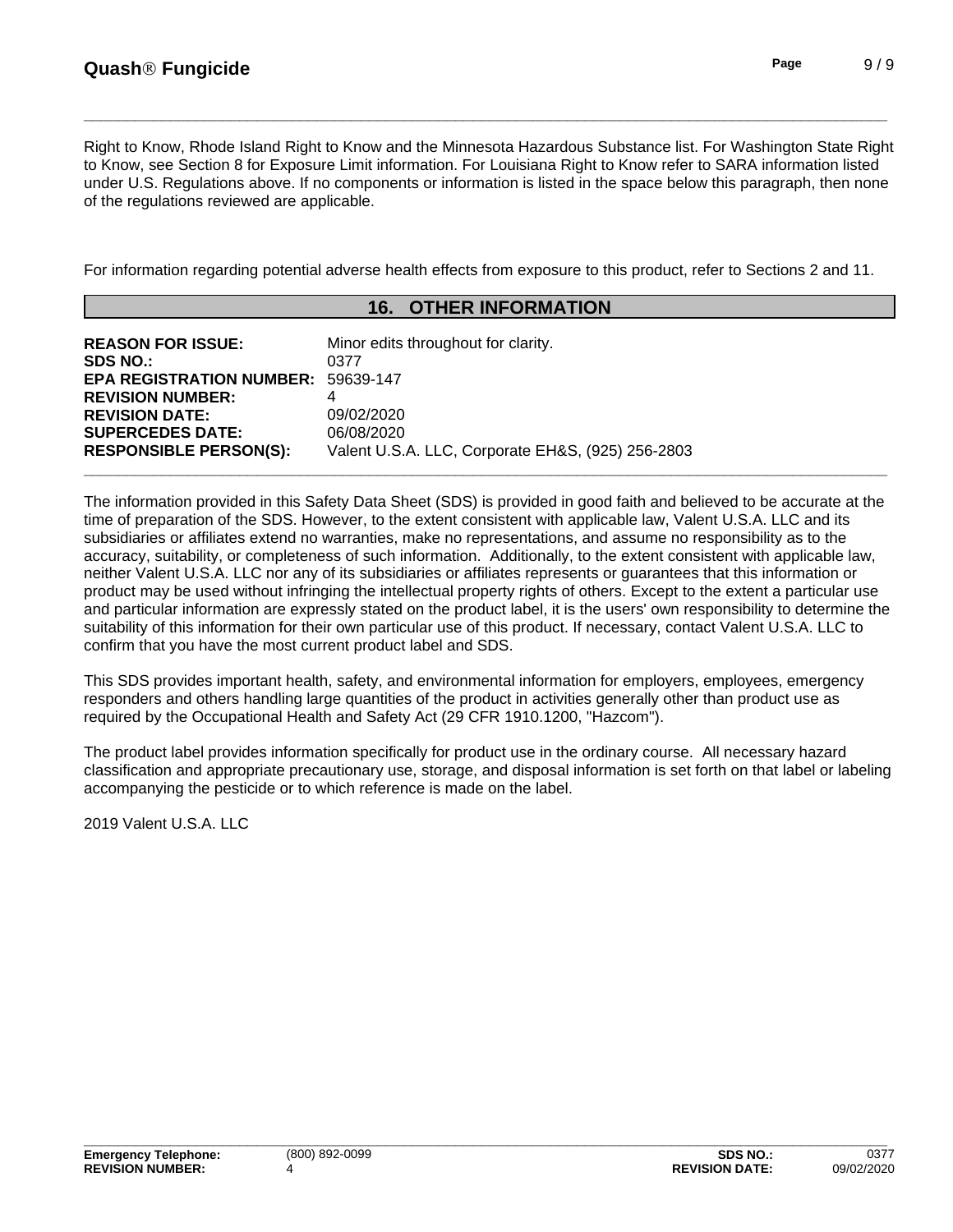Right to Know, Rhode Island Right to Know and the Minnesota Hazardous Substance list. For Washington State Right to Know, see Section 8 for Exposure Limit information. For Louisiana Right to Know refer to SARA information listed under U.S. Regulations above. If no components or information is listed in the space below this paragraph, then none of the regulations reviewed are applicable.

For information regarding potential adverse health effects from exposure to this product, refer to Sections 2 and 11.

## 16. OTHER INFORMATION

**REASON FOR ISSUE:** Minor edits throughout for clarity.
**SDS NO.:** 0377
**EPA REGISTRATION NUMBER:** 59639-147
**REVISION NUMBER:** 4
**REVISION DATE:** 09/02/2020
**SUPERCEDES DATE:** 06/08/2020
**RESPONSIBLE PERSON(S):** Valent U.S.A. LLC, Corporate EH&S, (925) 256-2803

The information provided in this Safety Data Sheet (SDS) is provided in good faith and believed to be accurate at the time of preparation of the SDS. However, to the extent consistent with applicable law, Valent U.S.A. LLC and its subsidiaries or affiliates extend no warranties, make no representations, and assume no responsibility as to the accuracy, suitability, or completeness of such information. Additionally, to the extent consistent with applicable law, neither Valent U.S.A. LLC nor any of its subsidiaries or affiliates represents or guarantees that this information or product may be used without infringing the intellectual property rights of others. Except to the extent a particular use and particular information are expressly stated on the product label, it is the users' own responsibility to determine the suitability of this information for their own particular use of this product. If necessary, contact Valent U.S.A. LLC to confirm that you have the most current product label and SDS.

This SDS provides important health, safety, and environmental information for employers, employees, emergency responders and others handling large quantities of the product in activities generally other than product use as required by the Occupational Health and Safety Act (29 CFR 1910.1200, "Hazcom").

The product label provides information specifically for product use in the ordinary course. All necessary hazard classification and appropriate precautionary use, storage, and disposal information is set forth on that label or labeling accompanying the pesticide or to which reference is made on the label.

2019 Valent U.S.A. LLC